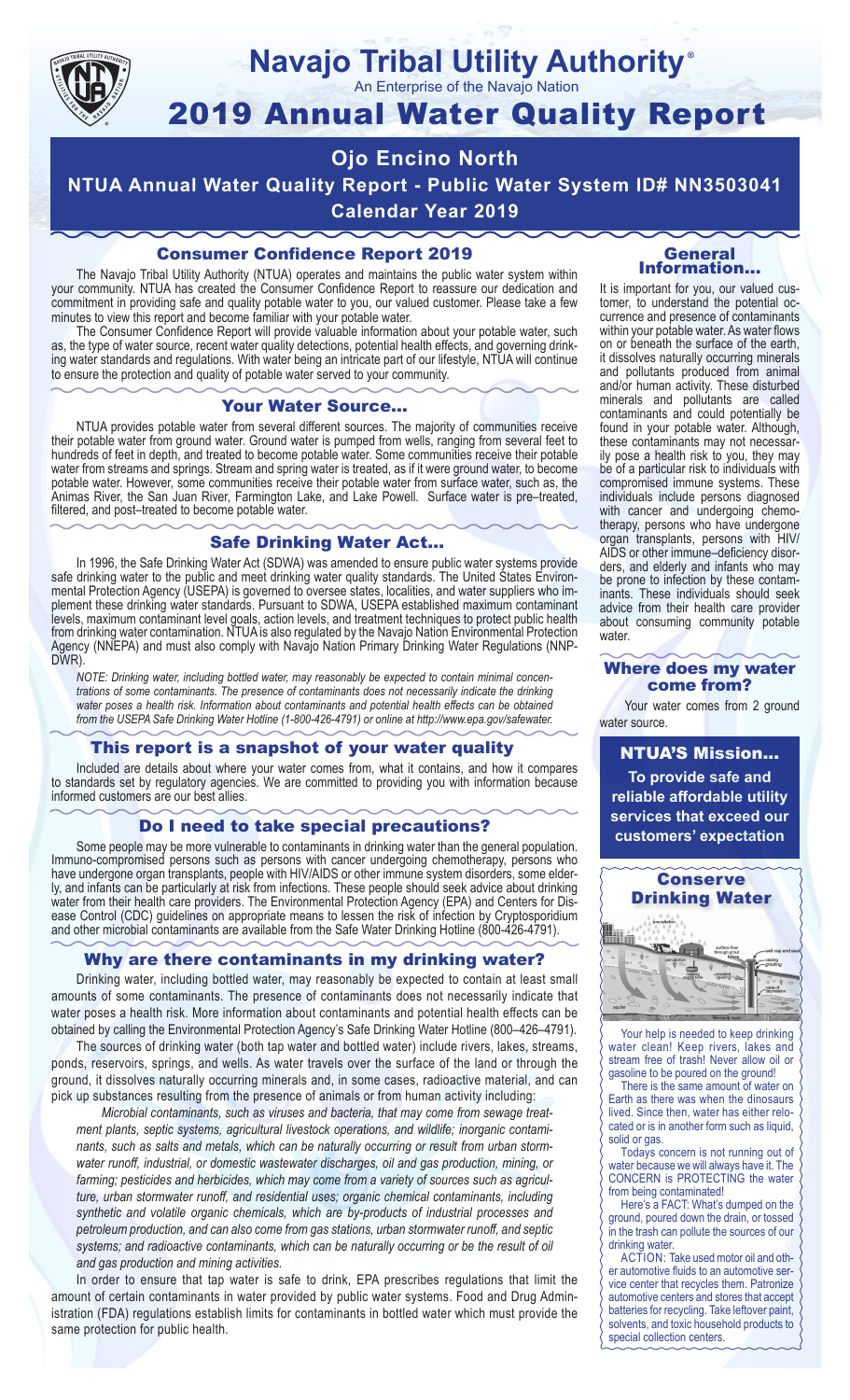# Navajo Tribal Utility Authority®

An Enterprise of the Navajo Nation

# 2019 Annual Water Quality Report

## Ojo Encino North

## NTUA Annual Water Quality Report - Public Water System ID# NN3503041

## Calendar Year 2019

### Consumer Confidence Report 2019

The Navajo Tribal Utility Authority (NTUA) operates and maintains the public water system within your community. NTUA has created the Consumer Confidence Report to reassure our dedication and commitment in providing safe and quality potable water to you, our valued customer. Please take a few minutes to view this report and become familiar with your potable water.

The Consumer Confidence Report will provide valuable information about your potable water, such as, the type of water source, recent water quality detections, potential health effects, and governing drinking water standards and regulations. With water being an intricate part of our lifestyle, NTUA will continue to ensure the protection and quality of potable water served to your community.

### Your Water Source…

NTUA provides potable water from several different sources. The majority of communities receive their potable water from ground water. Ground water is pumped from wells, ranging from several feet to hundreds of feet in depth, and treated to become potable water. Some communities receive their potable water from streams and springs. Stream and spring water is treated, as if it were ground water, to become potable water. However, some communities receive their potable water from surface water, such as, the Animas River, the San Juan River, Farmington Lake, and Lake Powell. Surface water is pre–treated, filtered, and post–treated to become potable water.

### Safe Drinking Water Act…

In 1996, the Safe Drinking Water Act (SDWA) was amended to ensure public water systems provide safe drinking water to the public and meet drinking water quality standards. The United States Environmental Protection Agency (USEPA) is governed to oversee states, localities, and water suppliers who implement these drinking water standards. Pursuant to SDWA, USEPA established maximum contaminant levels, maximum contaminant level goals, action levels, and treatment techniques to protect public health from drinking water contamination. NTUA is also regulated by the Navajo Nation Environmental Protection Agency (NNEPA) and must also comply with Navajo Nation Primary Drinking Water Regulations (NNPDWR).

*NOTE: Drinking water, including bottled water, may reasonably be expected to contain minimal concentrations of some contaminants. The presence of contaminants does not necessarily indicate the drinking water poses a health risk. Information about contaminants and potential health effects can be obtained from the USEPA Safe Drinking Water Hotline (1-800-426-4791) or online at http://www.epa.gov/safewater.*

### This report is a snapshot of your water quality

Included are details about where your water comes from, what it contains, and how it compares to standards set by regulatory agencies. We are committed to providing you with information because informed customers are our best allies.

### Do I need to take special precautions?

Some people may be more vulnerable to contaminants in drinking water than the general population. Immuno-compromised persons such as persons with cancer undergoing chemotherapy, persons who have undergone organ transplants, people with HIV/AIDS or other immune system disorders, some elderly, and infants can be particularly at risk from infections. These people should seek advice about drinking water from their health care providers. The Environmental Protection Agency (EPA) and Centers for Disease Control (CDC) guidelines on appropriate means to lessen the risk of infection by Cryptosporidium and other microbial contaminants are available from the Safe Water Drinking Hotline (800-426-4791).

### Why are there contaminants in my drinking water?

Drinking water, including bottled water, may reasonably be expected to contain at least small amounts of some contaminants. The presence of contaminants does not necessarily indicate that water poses a health risk. More information about contaminants and potential health effects can be obtained by calling the Environmental Protection Agency's Safe Drinking Water Hotline (800–426–4791).

The sources of drinking water (both tap water and bottled water) include rivers, lakes, streams, ponds, reservoirs, springs, and wells. As water travels over the surface of the land or through the ground, it dissolves naturally occurring minerals and, in some cases, radioactive material, and can pick up substances resulting from the presence of animals or from human activity including:

*Microbial contaminants, such as viruses and bacteria, that may come from sewage treatment plants, septic systems, agricultural livestock operations, and wildlife; inorganic contaminants, such as salts and metals, which can be naturally occurring or result from urban stormwater runoff, industrial, or domestic wastewater discharges, oil and gas production, mining, or farming; pesticides and herbicides, which may come from a variety of sources such as agriculture, urban stormwater runoff, and residential uses; organic chemical contaminants, including synthetic and volatile organic chemicals, which are by-products of industrial processes and petroleum production, and can also come from gas stations, urban stormwater runoff, and septic systems; and radioactive contaminants, which can be naturally occurring or be the result of oil and gas production and mining activities.*

In order to ensure that tap water is safe to drink, EPA prescribes regulations that limit the amount of certain contaminants in water provided by public water systems. Food and Drug Administration (FDA) regulations establish limits for contaminants in bottled water which must provide the same protection for public health.

### General Information…

It is important for you, our valued customer, to understand the potential occurrence and presence of contaminants within your potable water. As water flows on or beneath the surface of the earth, it dissolves naturally occurring minerals and pollutants produced from animal and/or human activity. These disturbed minerals and pollutants are called contaminants and could potentially be found in your potable water. Although, these contaminants may not necessarily pose a health risk to you, they may be of a particular risk to individuals with compromised immune systems. These individuals include persons diagnosed with cancer and undergoing chemotherapy, persons who have undergone organ transplants, persons with HIV/AIDS or other immune–deficiency disorders, and elderly and infants who may be prone to infection by these contaminants. These individuals should seek advice from their health care provider about consuming community potable water.

### Where does my water come from?

Your water comes from 2 ground water source.

### NTUA'S Mission…

**To provide safe and reliable affordable utility services that exceed our customers' expectation**

### Conserve Drinking Water

Your help is needed to keep drinking water clean! Keep rivers, lakes and stream free of trash! Never allow oil or gasoline to be poured on the ground!

There is the same amount of water on Earth as there was when the dinosaurs lived. Since then, water has either relocated or is in another form such as liquid, solid or gas.

Todays concern is not running out of water because we will always have it. The CONCERN is PROTECTING the water from being contaminated!

Here's a FACT: What's dumped on the ground, poured down the drain, or tossed in the trash can pollute the sources of our drinking water.

ACTION: Take used motor oil and other automotive fluids to an automotive service center that recycles them. Patronize automotive centers and stores that accept batteries for recycling. Take leftover paint, solvents, and toxic household products to special collection centers.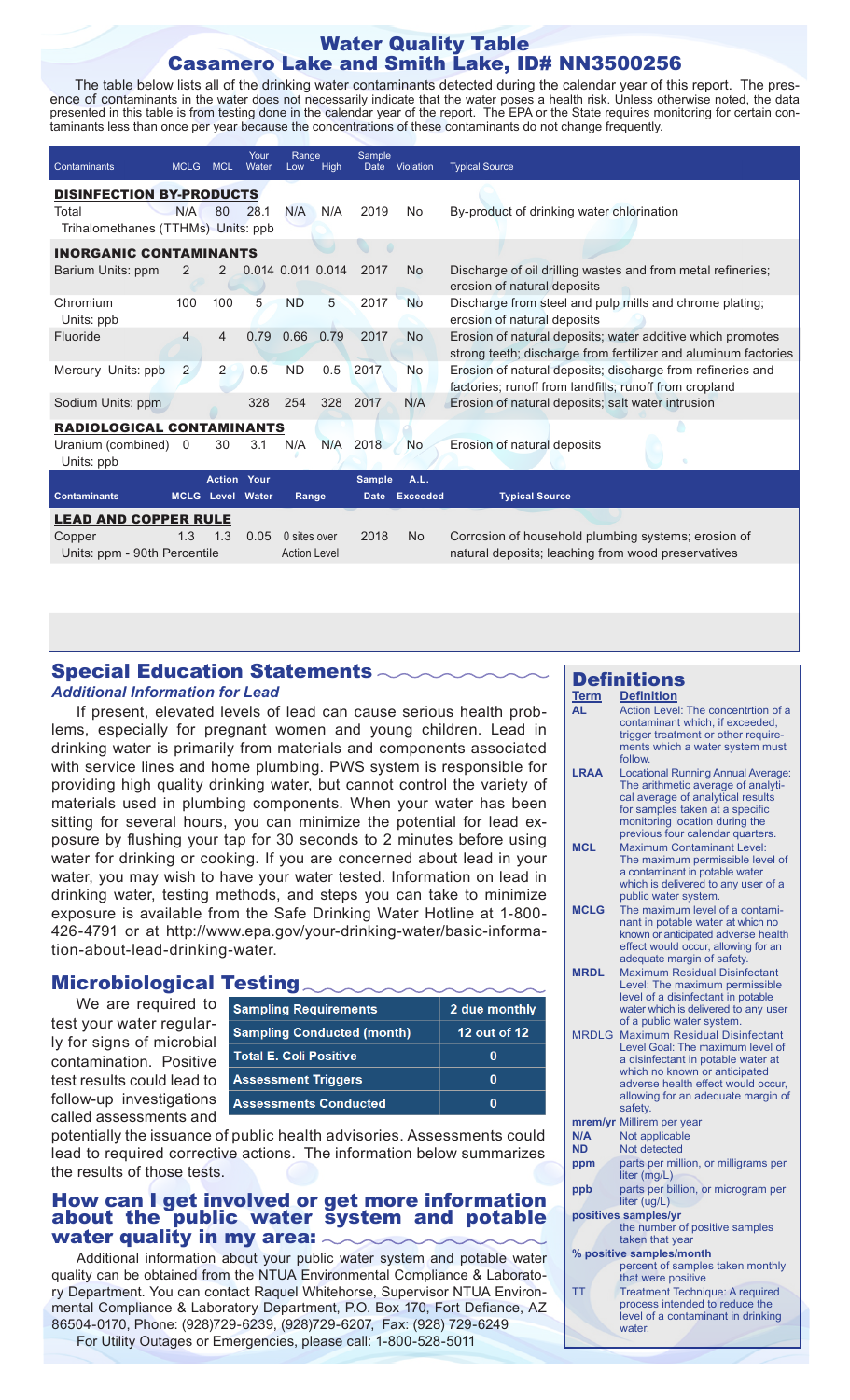# Water Quality Table
## Casamero Lake and Smith Lake, ID# NN3500256

The table below lists all of the drinking water contaminants detected during the calendar year of this report. The presence of contaminants in the water does not necessarily indicate that the water poses a health risk. Unless otherwise noted, the data presented in this table is from testing done in the calendar year of the report. The EPA or the State requires monitoring for certain contaminants less than once per year because the concentrations of these contaminants do not change frequently.

| Contaminants | MCLG | MCL | Your Water | Range Low | Range High | Sample Date | Violation | Typical Source |
|---|---|---|---|---|---|---|---|---|
| **DISINFECTION BY-PRODUCTS** | | | | | | | | |
| Total Trihalomethanes (TTHMs) Units: ppb | N/A | 80 | 28.1 | N/A | N/A | 2019 | No | By-product of drinking water chlorination |
| **INORGANIC CONTAMINANTS** | | | | | | | | |
| Barium Units: ppm | 2 | 2 | 0.014 | 0.011 | 0.014 | 2017 | No | Discharge of oil drilling wastes and from metal refineries; erosion of natural deposits |
| Chromium Units: ppb | 100 | 100 | 5 | ND | 5 | 2017 | No | Discharge from steel and pulp mills and chrome plating; erosion of natural deposits |
| Fluoride | 4 | 4 | 0.79 | 0.66 | 0.79 | 2017 | No | Erosion of natural deposits; water additive which promotes strong teeth; discharge from fertilizer and aluminum factories |
| Mercury Units: ppb | 2 | 2 | 0.5 | ND | 0.5 | 2017 | No | Erosion of natural deposits; discharge from refineries and factories; runoff from landfills; runoff from cropland |
| Sodium Units: ppm | | | 328 | 254 | 328 | 2017 | N/A | Erosion of natural deposits; salt water intrusion |
| **RADIOLOGICAL CONTAMINANTS** | | | | | | | | |
| Uranium (combined) Units: ppb | 0 | 30 | 3.1 | N/A | N/A | 2018 | No | Erosion of natural deposits |

| Contaminants | MCLG | Action Level | Your Water | Range | Sample Date | A.L. Exceeded | Typical Source |
|---|---|---|---|---|---|---|---|
| **LEAD AND COPPER RULE** | | | | | | | |
| Copper Units: ppm - 90th Percentile | 1.3 | 1.3 | 0.05 | 0 sites over Action Level | 2018 | No | Corrosion of household plumbing systems; erosion of natural deposits; leaching from wood preservatives |

## Special Education Statements

### *Additional Information for Lead*

If present, elevated levels of lead can cause serious health problems, especially for pregnant women and young children. Lead in drinking water is primarily from materials and components associated with service lines and home plumbing. PWS system is responsible for providing high quality drinking water, but cannot control the variety of materials used in plumbing components. When your water has been sitting for several hours, you can minimize the potential for lead exposure by flushing your tap for 30 seconds to 2 minutes before using water for drinking or cooking. If you are concerned about lead in your water, you may wish to have your water tested. Information on lead in drinking water, testing methods, and steps you can take to minimize exposure is available from the Safe Drinking Water Hotline at 1-800-426-4791 or at http://www.epa.gov/your-drinking-water/basic-information-about-lead-drinking-water.

## Microbiological Testing

We are required to test your water regularly for signs of microbial contamination. Positive test results could lead to follow-up investigations called assessments and potentially the issuance of public health advisories. Assessments could lead to required corrective actions. The information below summarizes the results of those tests.

| Sampling Requirements | 2 due monthly |
|---|---|
| Sampling Conducted (month) | 12 out of 12 |
| Total E. Coli Positive | 0 |
| Assessment Triggers | 0 |
| Assessments Conducted | 0 |

## How can I get involved or get more information about the public water system and potable water quality in my area:

Additional information about your public water system and potable water quality can be obtained from the NTUA Environmental Compliance & Laboratory Department. You can contact Raquel Whitehorse, Supervisor NTUA Environmental Compliance & Laboratory Department, P.O. Box 170, Fort Defiance, AZ 86504-0170, Phone: (928)729-6239, (928)729-6207, Fax: (928) 729-6249

For Utility Outages or Emergencies, please call: 1-800-528-5011

## Definitions

| Term | Definition |
|---|---|
| **AL** | Action Level: The concentrtion of a contaminant which, if exceeded, trigger treatment or other requirements which a water system must follow. |
| **LRAA** | Locational Running Annual Average: The arithmetic average of analytical results for samples taken at a specific monitoring location during the previous four calendar quarters. |
| **MCL** | Maximum Contaminant Level: The maximum permissible level of a contaminant in potable water which is delivered to any user of a public water system. |
| **MCLG** | The maximum level of a contaminant in potable water at which no known or anticipated adverse health effect would occur, allowing for an adequate margin of safety. |
| **MRDL** | Maximum Residual Disinfectant Level: The maximum permissible level of a disinfectant in potable water which is delivered to any user of a public water system. |
| **MRDLG** | Maximum Residual Disinfectant Level Goal: The maximum level of a disinfectant in potable water at which no known or anticipated adverse health effect would occur, allowing for an adequate margin of safety. |
| **mrem/yr** | Millirem per year |
| **N/A** | Not applicable |
| **ND** | Not detected |
| **ppm** | parts per million, or milligrams per liter (mg/L) |
| **ppb** | parts per billion, or microgram per liter (ug/L) |
| **positives samples/yr** | the number of positive samples taken that year |
| **% positive samples/month** | percent of samples taken monthly that were positive |
| **TT** | Treatment Technique: A required process intended to reduce the level of a contaminant in drinking water. |